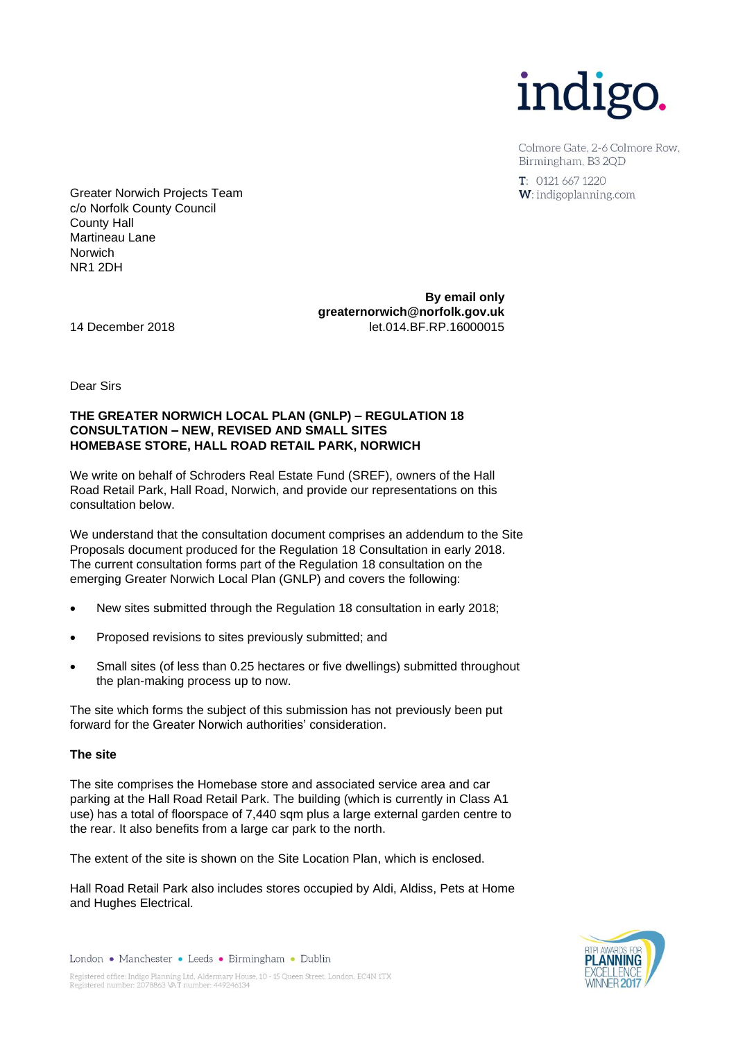indigo.

Colmore Gate, 2-6 Colmore Row,
Birmingham, B3 2QD

T: 0121 667 1220
W: indigoplanning.com

Greater Norwich Projects Team
c/o Norfolk County Council
County Hall
Martineau Lane
Norwich
NR1 2DH

**By email only**
**greaternorwich@norfolk.gov.uk**
let.014.BF.RP.16000015

14 December 2018

Dear Sirs

**THE GREATER NORWICH LOCAL PLAN (GNLP) – REGULATION 18 CONSULTATION – NEW, REVISED AND SMALL SITES HOMEBASE STORE, HALL ROAD RETAIL PARK, NORWICH**

We write on behalf of Schroders Real Estate Fund (SREF), owners of the Hall Road Retail Park, Hall Road, Norwich, and provide our representations on this consultation below.

We understand that the consultation document comprises an addendum to the Site Proposals document produced for the Regulation 18 Consultation in early 2018. The current consultation forms part of the Regulation 18 consultation on the emerging Greater Norwich Local Plan (GNLP) and covers the following:

- New sites submitted through the Regulation 18 consultation in early 2018;
- Proposed revisions to sites previously submitted; and
- Small sites (of less than 0.25 hectares or five dwellings) submitted throughout the plan-making process up to now.

The site which forms the subject of this submission has not previously been put forward for the Greater Norwich authorities' consideration.

**The site**

The site comprises the Homebase store and associated service area and car parking at the Hall Road Retail Park. The building (which is currently in Class A1 use) has a total of floorspace of 7,440 sqm plus a large external garden centre to the rear. It also benefits from a large car park to the north.

The extent of the site is shown on the Site Location Plan, which is enclosed.

Hall Road Retail Park also includes stores occupied by Aldi, Aldiss, Pets at Home and Hughes Electrical.

London • Manchester • Leeds • Birmingham • Dublin

Registered office: Indigo Planning Ltd, Aldermary House, 10 - 15 Queen Street, London, EC4N 1TX
Registered number: 2078863 VAT number: 449246134

RTPI AWARDS FOR PLANNING EXCELLENCE WINNER 2017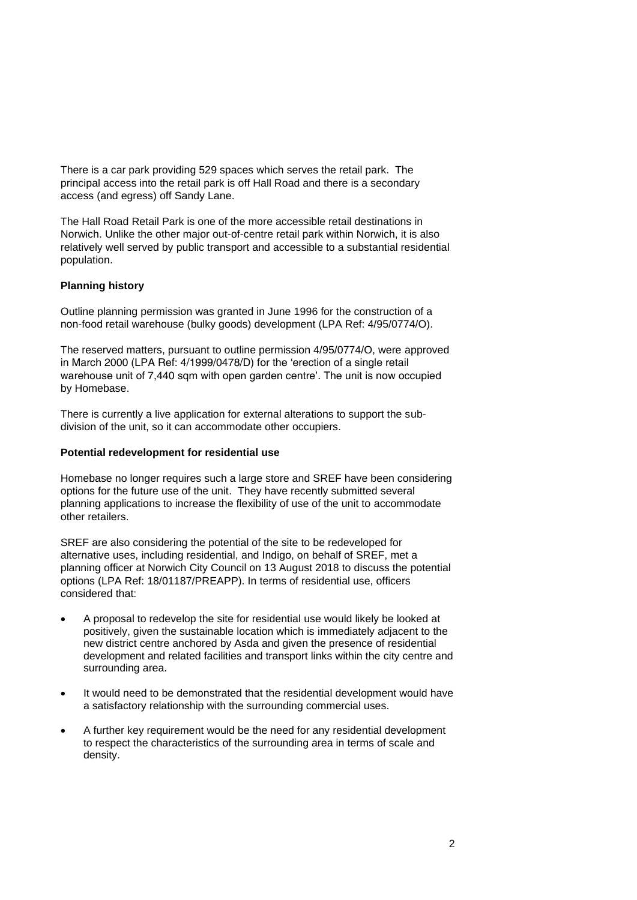There is a car park providing 529 spaces which serves the retail park. The principal access into the retail park is off Hall Road and there is a secondary access (and egress) off Sandy Lane.

The Hall Road Retail Park is one of the more accessible retail destinations in Norwich. Unlike the other major out-of-centre retail park within Norwich, it is also relatively well served by public transport and accessible to a substantial residential population.

**Planning history**

Outline planning permission was granted in June 1996 for the construction of a non-food retail warehouse (bulky goods) development (LPA Ref: 4/95/0774/O).

The reserved matters, pursuant to outline permission 4/95/0774/O, were approved in March 2000 (LPA Ref: 4/1999/0478/D) for the 'erection of a single retail warehouse unit of 7,440 sqm with open garden centre'. The unit is now occupied by Homebase.

There is currently a live application for external alterations to support the sub-division of the unit, so it can accommodate other occupiers.

**Potential redevelopment for residential use**

Homebase no longer requires such a large store and SREF have been considering options for the future use of the unit. They have recently submitted several planning applications to increase the flexibility of use of the unit to accommodate other retailers.

SREF are also considering the potential of the site to be redeveloped for alternative uses, including residential, and Indigo, on behalf of SREF, met a planning officer at Norwich City Council on 13 August 2018 to discuss the potential options (LPA Ref: 18/01187/PREAPP). In terms of residential use, officers considered that:

- A proposal to redevelop the site for residential use would likely be looked at positively, given the sustainable location which is immediately adjacent to the new district centre anchored by Asda and given the presence of residential development and related facilities and transport links within the city centre and surrounding area.
- It would need to be demonstrated that the residential development would have a satisfactory relationship with the surrounding commercial uses.
- A further key requirement would be the need for any residential development to respect the characteristics of the surrounding area in terms of scale and density.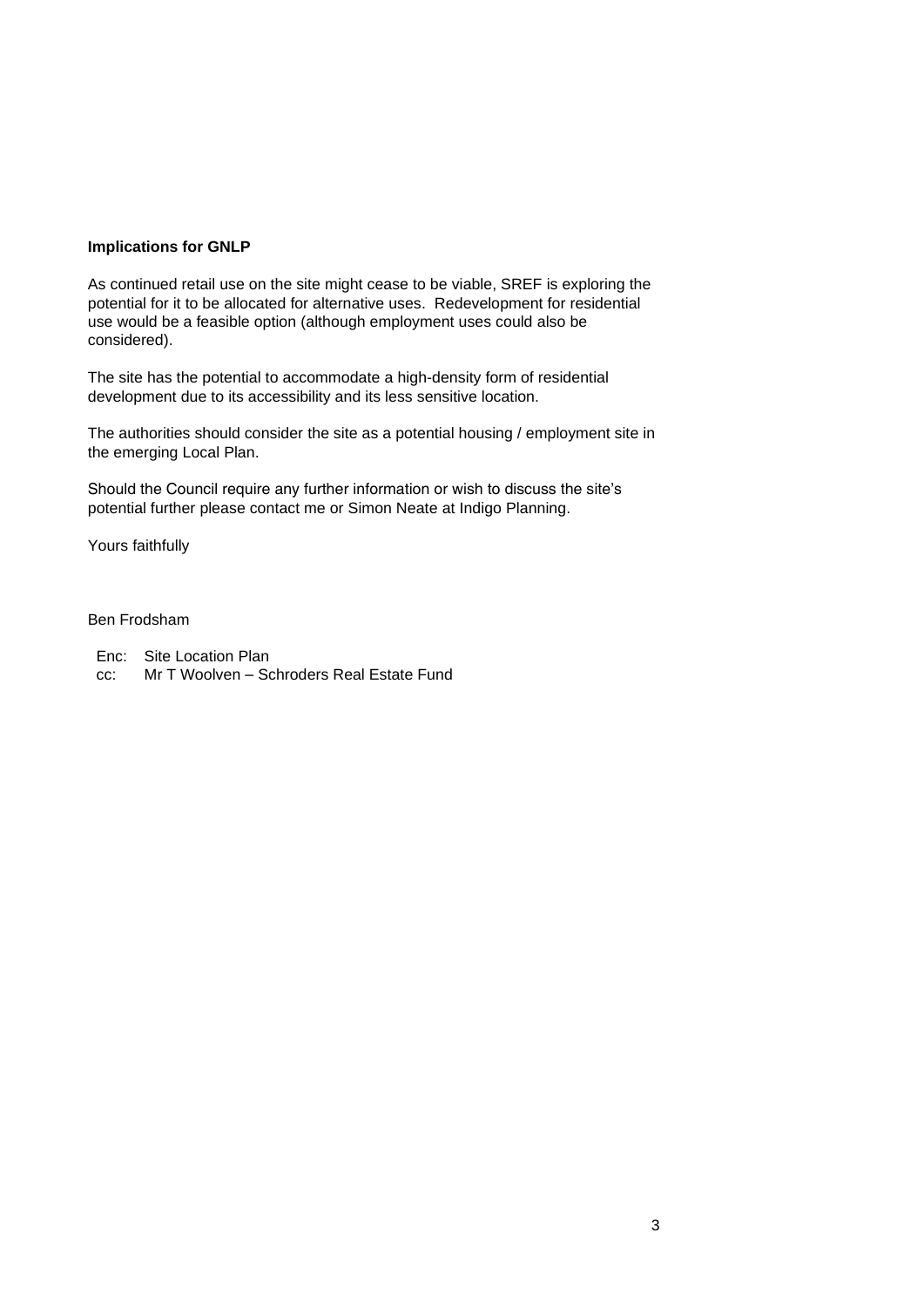**Implications for GNLP**

As continued retail use on the site might cease to be viable, SREF is exploring the potential for it to be allocated for alternative uses. Redevelopment for residential use would be a feasible option (although employment uses could also be considered).

The site has the potential to accommodate a high-density form of residential development due to its accessibility and its less sensitive location.

The authorities should consider the site as a potential housing / employment site in the emerging Local Plan.

Should the Council require any further information or wish to discuss the site's potential further please contact me or Simon Neate at Indigo Planning.

Yours faithfully

Ben Frodsham

Enc: Site Location Plan
cc: Mr T Woolven – Schroders Real Estate Fund